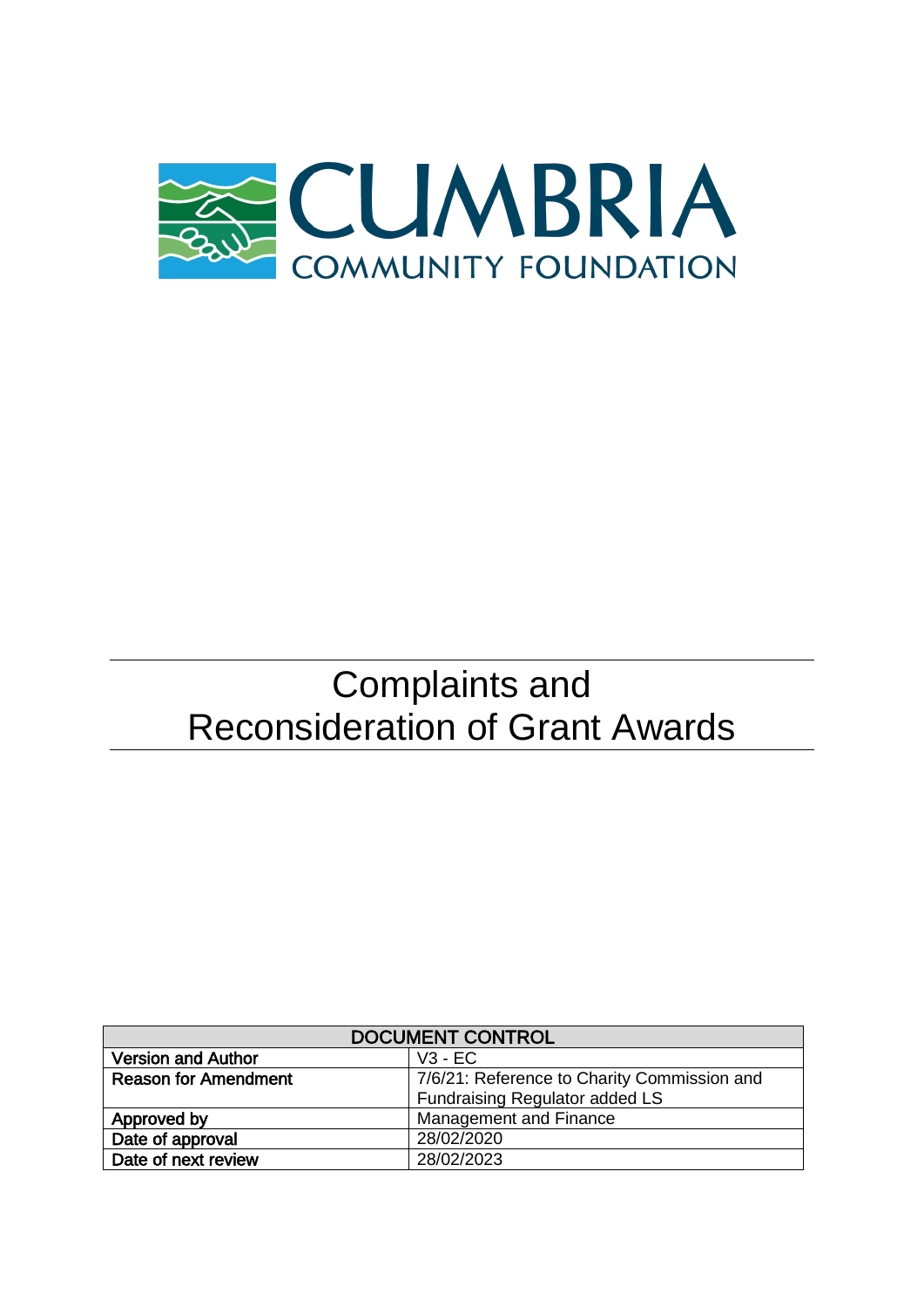CUMBRIA
COMMUNITY FOUNDATION

# Complaints and Reconsideration of Grant Awards

| DOCUMENT CONTROL | |
|---|---|
| **Version and Author** | V3 - EC |
| **Reason for Amendment** | 7/6/21: Reference to Charity Commission and Fundraising Regulator added LS |
| **Approved by** | Management and Finance |
| **Date of approval** | 28/02/2020 |
| **Date of next review** | 28/02/2023 |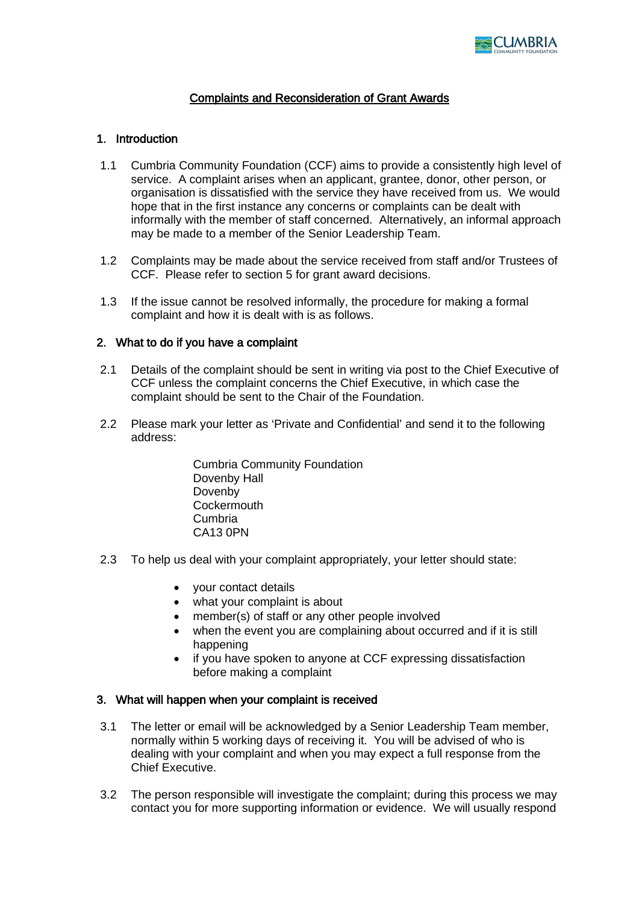## Complaints and Reconsideration of Grant Awards

### 1. Introduction

1.1 Cumbria Community Foundation (CCF) aims to provide a consistently high level of service. A complaint arises when an applicant, grantee, donor, other person, or organisation is dissatisfied with the service they have received from us. We would hope that in the first instance any concerns or complaints can be dealt with informally with the member of staff concerned. Alternatively, an informal approach may be made to a member of the Senior Leadership Team.

1.2 Complaints may be made about the service received from staff and/or Trustees of CCF. Please refer to section 5 for grant award decisions.

1.3 If the issue cannot be resolved informally, the procedure for making a formal complaint and how it is dealt with is as follows.

### 2. What to do if you have a complaint

2.1 Details of the complaint should be sent in writing via post to the Chief Executive of CCF unless the complaint concerns the Chief Executive, in which case the complaint should be sent to the Chair of the Foundation.

2.2 Please mark your letter as 'Private and Confidential' and send it to the following address:

Cumbria Community Foundation
Dovenby Hall
Dovenby
Cockermouth
Cumbria
CA13 0PN

2.3 To help us deal with your complaint appropriately, your letter should state:

- your contact details
- what your complaint is about
- member(s) of staff or any other people involved
- when the event you are complaining about occurred and if it is still happening
- if you have spoken to anyone at CCF expressing dissatisfaction before making a complaint

### 3. What will happen when your complaint is received

3.1 The letter or email will be acknowledged by a Senior Leadership Team member, normally within 5 working days of receiving it. You will be advised of who is dealing with your complaint and when you may expect a full response from the Chief Executive.

3.2 The person responsible will investigate the complaint; during this process we may contact you for more supporting information or evidence. We will usually respond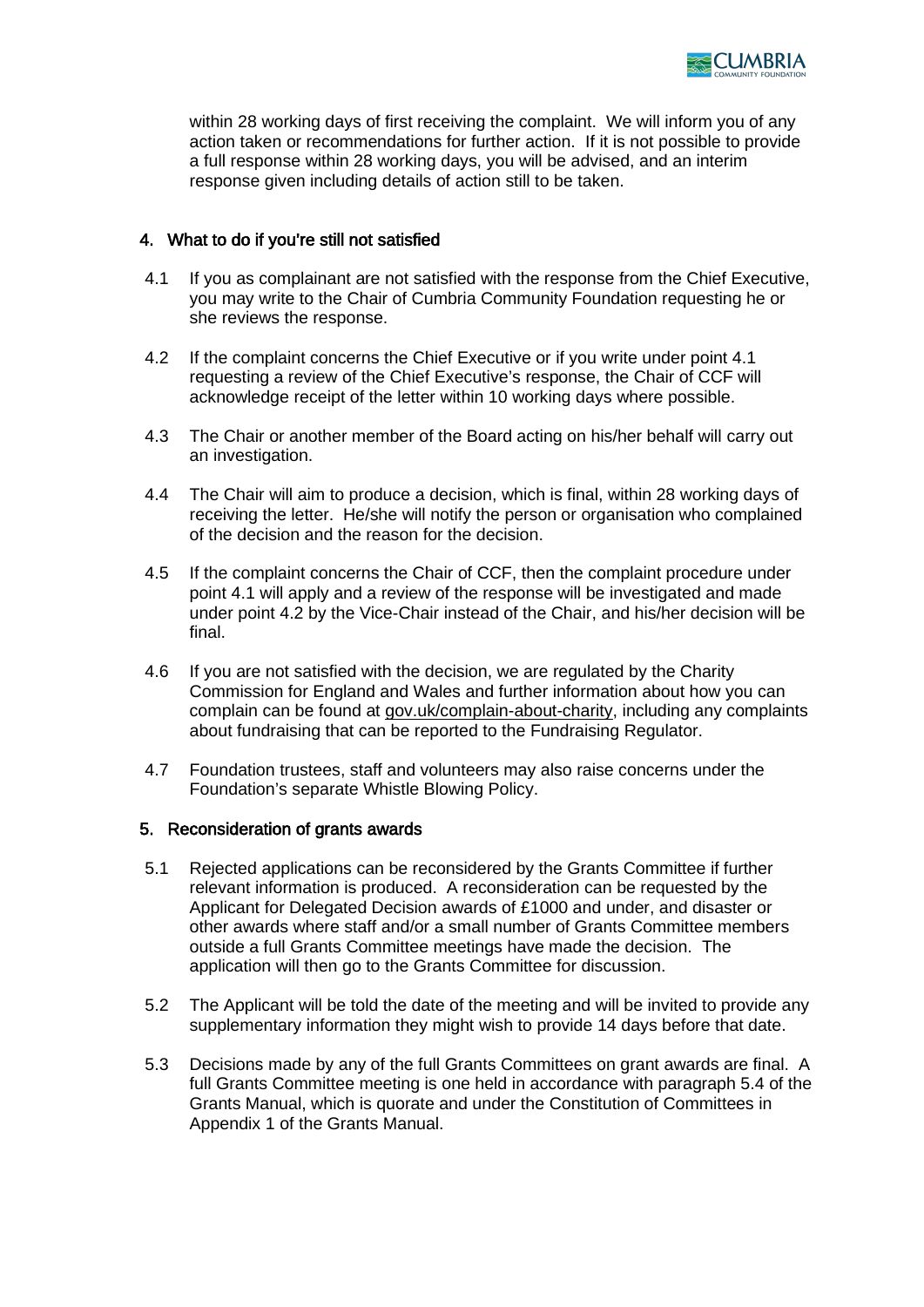within 28 working days of first receiving the complaint. We will inform you of any action taken or recommendations for further action. If it is not possible to provide a full response within 28 working days, you will be advised, and an interim response given including details of action still to be taken.

## 4. What to do if you're still not satisfied

4.1 If you as complainant are not satisfied with the response from the Chief Executive, you may write to the Chair of Cumbria Community Foundation requesting he or she reviews the response.

4.2 If the complaint concerns the Chief Executive or if you write under point 4.1 requesting a review of the Chief Executive's response, the Chair of CCF will acknowledge receipt of the letter within 10 working days where possible.

4.3 The Chair or another member of the Board acting on his/her behalf will carry out an investigation.

4.4 The Chair will aim to produce a decision, which is final, within 28 working days of receiving the letter. He/she will notify the person or organisation who complained of the decision and the reason for the decision.

4.5 If the complaint concerns the Chair of CCF, then the complaint procedure under point 4.1 will apply and a review of the response will be investigated and made under point 4.2 by the Vice-Chair instead of the Chair, and his/her decision will be final.

4.6 If you are not satisfied with the decision, we are regulated by the Charity Commission for England and Wales and further information about how you can complain can be found at gov.uk/complain-about-charity, including any complaints about fundraising that can be reported to the Fundraising Regulator.

4.7 Foundation trustees, staff and volunteers may also raise concerns under the Foundation's separate Whistle Blowing Policy.

## 5. Reconsideration of grants awards

5.1 Rejected applications can be reconsidered by the Grants Committee if further relevant information is produced. A reconsideration can be requested by the Applicant for Delegated Decision awards of £1000 and under, and disaster or other awards where staff and/or a small number of Grants Committee members outside a full Grants Committee meetings have made the decision. The application will then go to the Grants Committee for discussion.

5.2 The Applicant will be told the date of the meeting and will be invited to provide any supplementary information they might wish to provide 14 days before that date.

5.3 Decisions made by any of the full Grants Committees on grant awards are final. A full Grants Committee meeting is one held in accordance with paragraph 5.4 of the Grants Manual, which is quorate and under the Constitution of Committees in Appendix 1 of the Grants Manual.